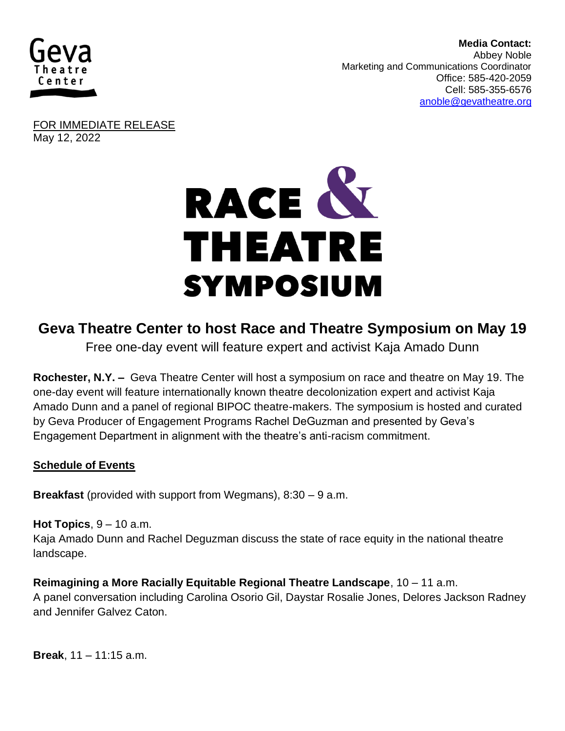**Media Contact:**
Abbey Noble
Marketing and Communications Coordinator
Office: 585-420-2059
Cell: 585-355-6576
anoble@gevatheatre.org

FOR IMMEDIATE RELEASE
May 12, 2022

# RACE & THEATRE SYMPOSIUM

## Geva Theatre Center to host Race and Theatre Symposium on May 19

Free one-day event will feature expert and activist Kaja Amado Dunn

**Rochester, N.Y. –** Geva Theatre Center will host a symposium on race and theatre on May 19. The one-day event will feature internationally known theatre decolonization expert and activist Kaja Amado Dunn and a panel of regional BIPOC theatre-makers. The symposium is hosted and curated by Geva Producer of Engagement Programs Rachel DeGuzman and presented by Geva's Engagement Department in alignment with the theatre's anti-racism commitment.

**Schedule of Events**

**Breakfast** (provided with support from Wegmans), 8:30 – 9 a.m.

**Hot Topics**, 9 – 10 a.m.
Kaja Amado Dunn and Rachel Deguzman discuss the state of race equity in the national theatre landscape.

**Reimagining a More Racially Equitable Regional Theatre Landscape**, 10 – 11 a.m.
A panel conversation including Carolina Osorio Gil, Daystar Rosalie Jones, Delores Jackson Radney and Jennifer Galvez Caton.

**Break**, 11 – 11:15 a.m.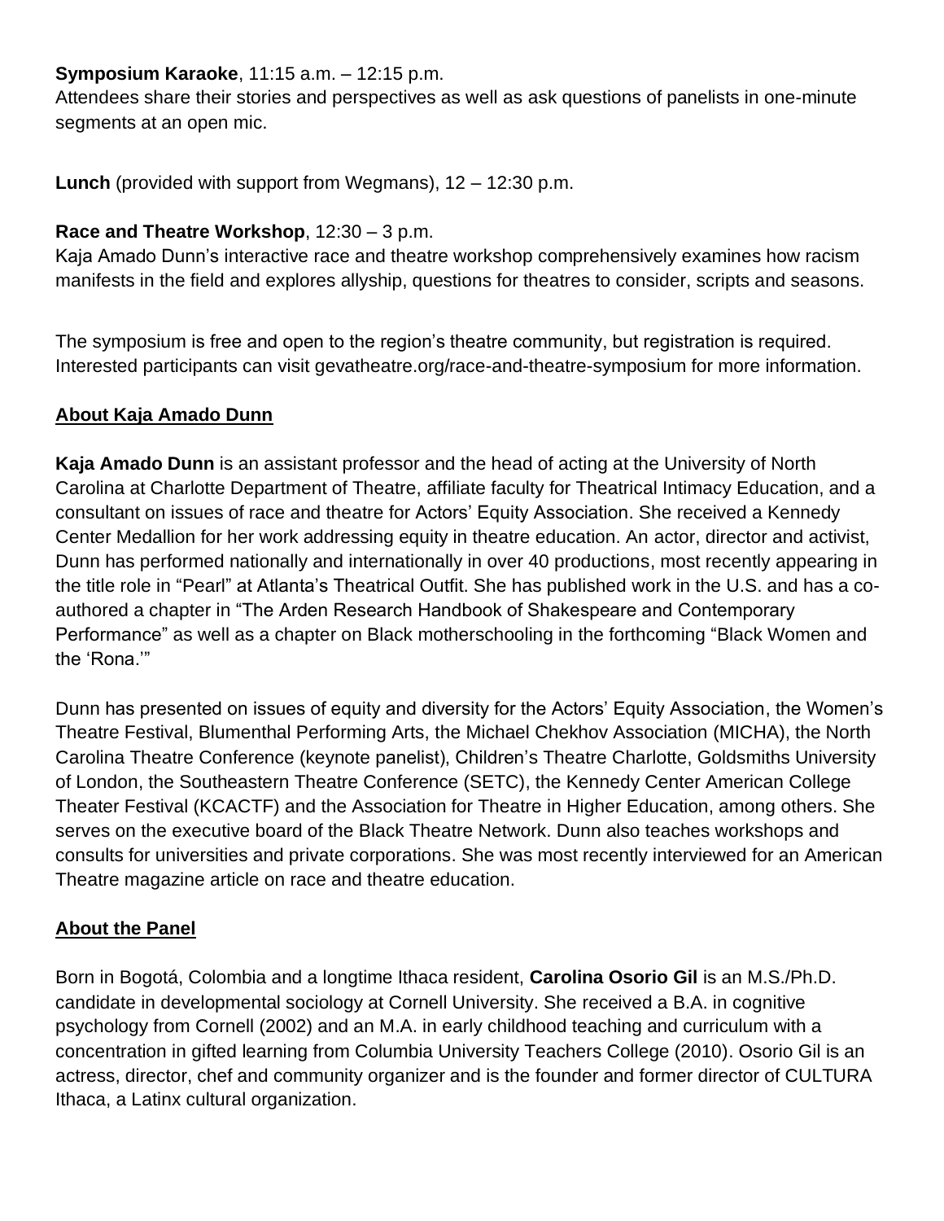**Symposium Karaoke**, 11:15 a.m. – 12:15 p.m.
Attendees share their stories and perspectives as well as ask questions of panelists in one-minute segments at an open mic.

**Lunch** (provided with support from Wegmans), 12 – 12:30 p.m.

**Race and Theatre Workshop**, 12:30 – 3 p.m.
Kaja Amado Dunn's interactive race and theatre workshop comprehensively examines how racism manifests in the field and explores allyship, questions for theatres to consider, scripts and seasons.

The symposium is free and open to the region's theatre community, but registration is required. Interested participants can visit gevatheatre.org/race-and-theatre-symposium for more information.

## About Kaja Amado Dunn

**Kaja Amado Dunn** is an assistant professor and the head of acting at the University of North Carolina at Charlotte Department of Theatre, affiliate faculty for Theatrical Intimacy Education, and a consultant on issues of race and theatre for Actors' Equity Association. She received a Kennedy Center Medallion for her work addressing equity in theatre education. An actor, director and activist, Dunn has performed nationally and internationally in over 40 productions, most recently appearing in the title role in "Pearl" at Atlanta's Theatrical Outfit. She has published work in the U.S. and has a co-authored a chapter in "The Arden Research Handbook of Shakespeare and Contemporary Performance" as well as a chapter on Black motherschooling in the forthcoming "Black Women and the 'Rona.'"

Dunn has presented on issues of equity and diversity for the Actors' Equity Association, the Women's Theatre Festival, Blumenthal Performing Arts, the Michael Chekhov Association (MICHA), the North Carolina Theatre Conference (keynote panelist), Children's Theatre Charlotte, Goldsmiths University of London, the Southeastern Theatre Conference (SETC), the Kennedy Center American College Theater Festival (KCACTF) and the Association for Theatre in Higher Education, among others. She serves on the executive board of the Black Theatre Network. Dunn also teaches workshops and consults for universities and private corporations. She was most recently interviewed for an American Theatre magazine article on race and theatre education.

## About the Panel

Born in Bogotá, Colombia and a longtime Ithaca resident, **Carolina Osorio Gil** is an M.S./Ph.D. candidate in developmental sociology at Cornell University. She received a B.A. in cognitive psychology from Cornell (2002) and an M.A. in early childhood teaching and curriculum with a concentration in gifted learning from Columbia University Teachers College (2010). Osorio Gil is an actress, director, chef and community organizer and is the founder and former director of CULTURA Ithaca, a Latinx cultural organization.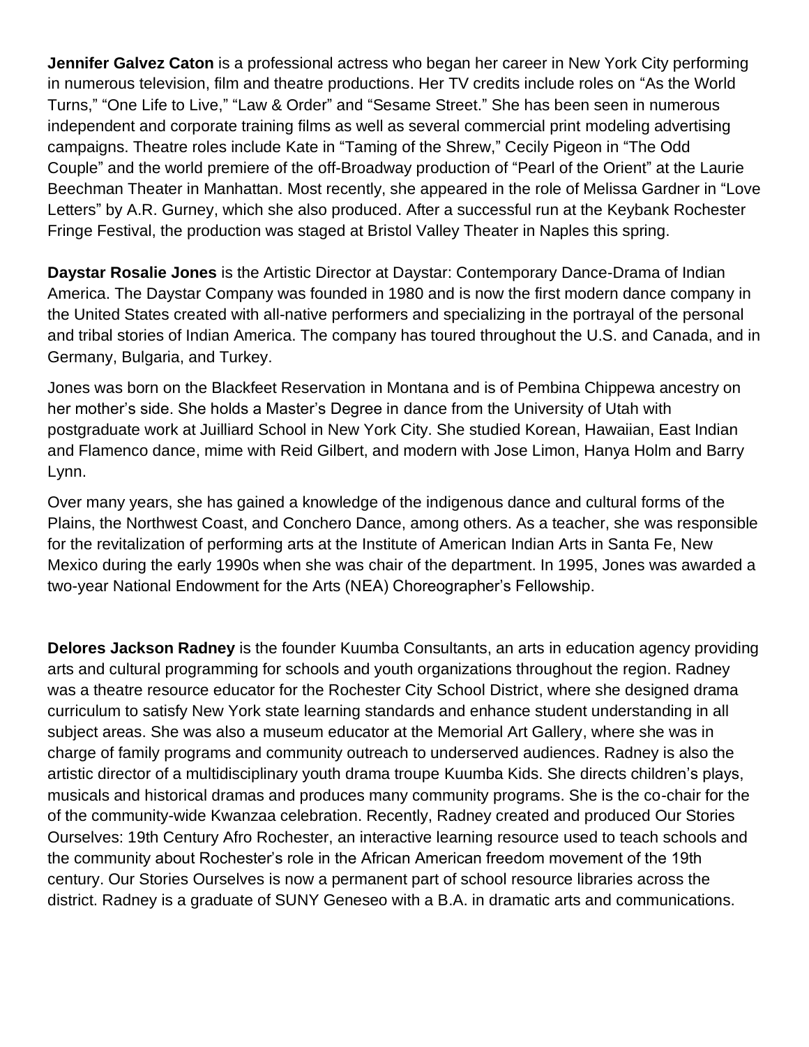**Jennifer Galvez Caton** is a professional actress who began her career in New York City performing in numerous television, film and theatre productions. Her TV credits include roles on “As the World Turns,” “One Life to Live,” “Law & Order” and “Sesame Street.” She has been seen in numerous independent and corporate training films as well as several commercial print modeling advertising campaigns. Theatre roles include Kate in “Taming of the Shrew,” Cecily Pigeon in “The Odd Couple” and the world premiere of the off-Broadway production of “Pearl of the Orient” at the Laurie Beechman Theater in Manhattan. Most recently, she appeared in the role of Melissa Gardner in “Love Letters” by A.R. Gurney, which she also produced. After a successful run at the Keybank Rochester Fringe Festival, the production was staged at Bristol Valley Theater in Naples this spring.

**Daystar Rosalie Jones** is the Artistic Director at Daystar: Contemporary Dance-Drama of Indian America. The Daystar Company was founded in 1980 and is now the first modern dance company in the United States created with all-native performers and specializing in the portrayal of the personal and tribal stories of Indian America. The company has toured throughout the U.S. and Canada, and in Germany, Bulgaria, and Turkey.

Jones was born on the Blackfeet Reservation in Montana and is of Pembina Chippewa ancestry on her mother’s side. She holds a Master’s Degree in dance from the University of Utah with postgraduate work at Juilliard School in New York City. She studied Korean, Hawaiian, East Indian and Flamenco dance, mime with Reid Gilbert, and modern with Jose Limon, Hanya Holm and Barry Lynn.

Over many years, she has gained a knowledge of the indigenous dance and cultural forms of the Plains, the Northwest Coast, and Conchero Dance, among others. As a teacher, she was responsible for the revitalization of performing arts at the Institute of American Indian Arts in Santa Fe, New Mexico during the early 1990s when she was chair of the department. In 1995, Jones was awarded a two-year National Endowment for the Arts (NEA) Choreographer’s Fellowship.

**Delores Jackson Radney** is the founder Kuumba Consultants, an arts in education agency providing arts and cultural programming for schools and youth organizations throughout the region. Radney was a theatre resource educator for the Rochester City School District, where she designed drama curriculum to satisfy New York state learning standards and enhance student understanding in all subject areas. She was also a museum educator at the Memorial Art Gallery, where she was in charge of family programs and community outreach to underserved audiences. Radney is also the artistic director of a multidisciplinary youth drama troupe Kuumba Kids. She directs children’s plays, musicals and historical dramas and produces many community programs. She is the co-chair for the of the community-wide Kwanzaa celebration. Recently, Radney created and produced Our Stories Ourselves: 19th Century Afro Rochester, an interactive learning resource used to teach schools and the community about Rochester’s role in the African American freedom movement of the 19th century. Our Stories Ourselves is now a permanent part of school resource libraries across the district. Radney is a graduate of SUNY Geneseo with a B.A. in dramatic arts and communications.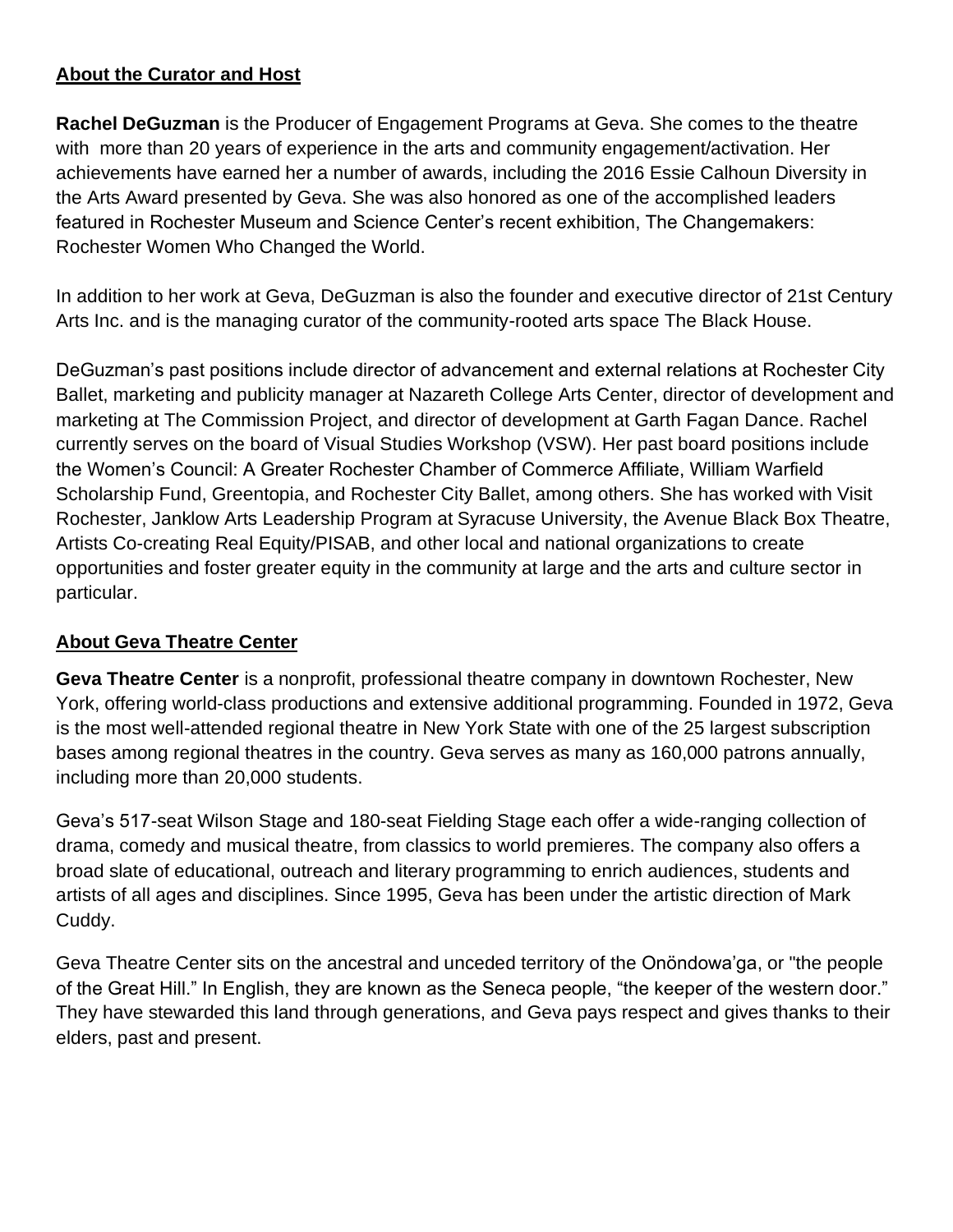## About the Curator and Host

**Rachel DeGuzman** is the Producer of Engagement Programs at Geva. She comes to the theatre with more than 20 years of experience in the arts and community engagement/activation. Her achievements have earned her a number of awards, including the 2016 Essie Calhoun Diversity in the Arts Award presented by Geva. She was also honored as one of the accomplished leaders featured in Rochester Museum and Science Center's recent exhibition, The Changemakers: Rochester Women Who Changed the World.

In addition to her work at Geva, DeGuzman is also the founder and executive director of 21st Century Arts Inc. and is the managing curator of the community-rooted arts space The Black House.

DeGuzman's past positions include director of advancement and external relations at Rochester City Ballet, marketing and publicity manager at Nazareth College Arts Center, director of development and marketing at The Commission Project, and director of development at Garth Fagan Dance. Rachel currently serves on the board of Visual Studies Workshop (VSW). Her past board positions include the Women's Council: A Greater Rochester Chamber of Commerce Affiliate, William Warfield Scholarship Fund, Greentopia, and Rochester City Ballet, among others. She has worked with Visit Rochester, Janklow Arts Leadership Program at Syracuse University, the Avenue Black Box Theatre, Artists Co-creating Real Equity/PISAB, and other local and national organizations to create opportunities and foster greater equity in the community at large and the arts and culture sector in particular.

## About Geva Theatre Center

**Geva Theatre Center** is a nonprofit, professional theatre company in downtown Rochester, New York, offering world-class productions and extensive additional programming. Founded in 1972, Geva is the most well-attended regional theatre in New York State with one of the 25 largest subscription bases among regional theatres in the country. Geva serves as many as 160,000 patrons annually, including more than 20,000 students.

Geva's 517-seat Wilson Stage and 180-seat Fielding Stage each offer a wide-ranging collection of drama, comedy and musical theatre, from classics to world premieres. The company also offers a broad slate of educational, outreach and literary programming to enrich audiences, students and artists of all ages and disciplines. Since 1995, Geva has been under the artistic direction of Mark Cuddy.

Geva Theatre Center sits on the ancestral and unceded territory of the Onöndowa'ga, or "the people of the Great Hill." In English, they are known as the Seneca people, "the keeper of the western door." They have stewarded this land through generations, and Geva pays respect and gives thanks to their elders, past and present.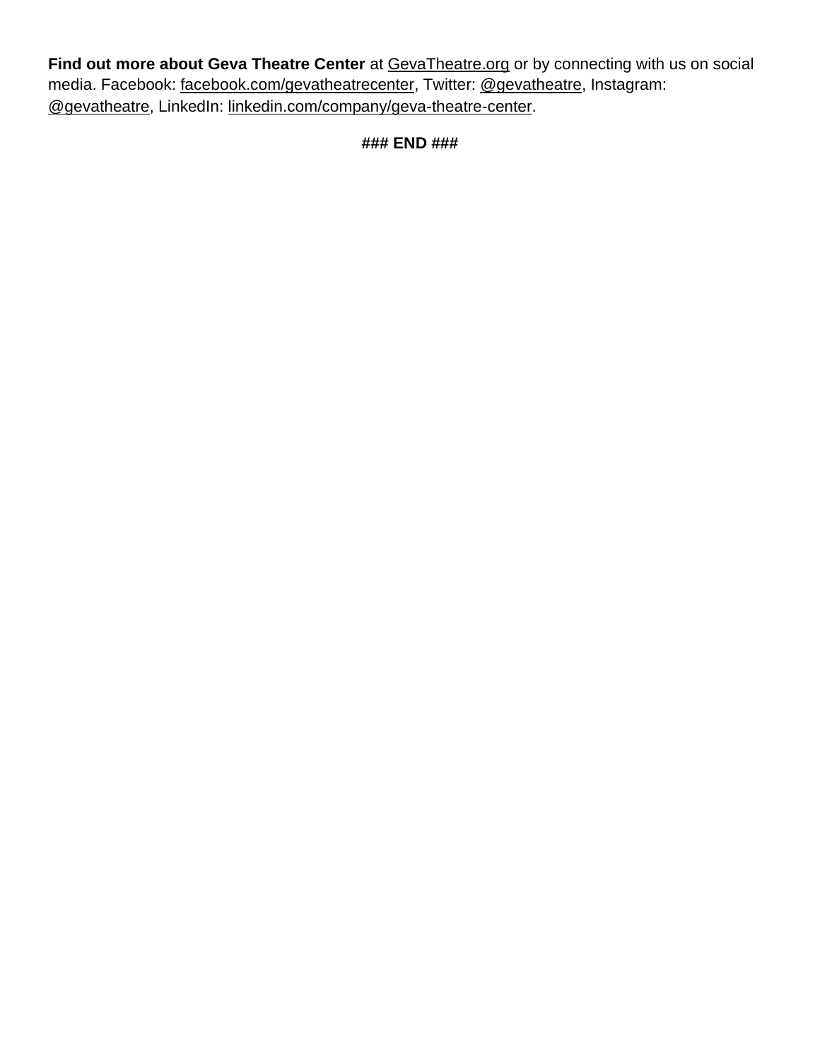**Find out more about Geva Theatre Center** at GevaTheatre.org or by connecting with us on social media. Facebook: facebook.com/gevatheatrecenter, Twitter: @gevatheatre, Instagram: @gevatheatre, LinkedIn: linkedin.com/company/geva-theatre-center.

**### END ###**